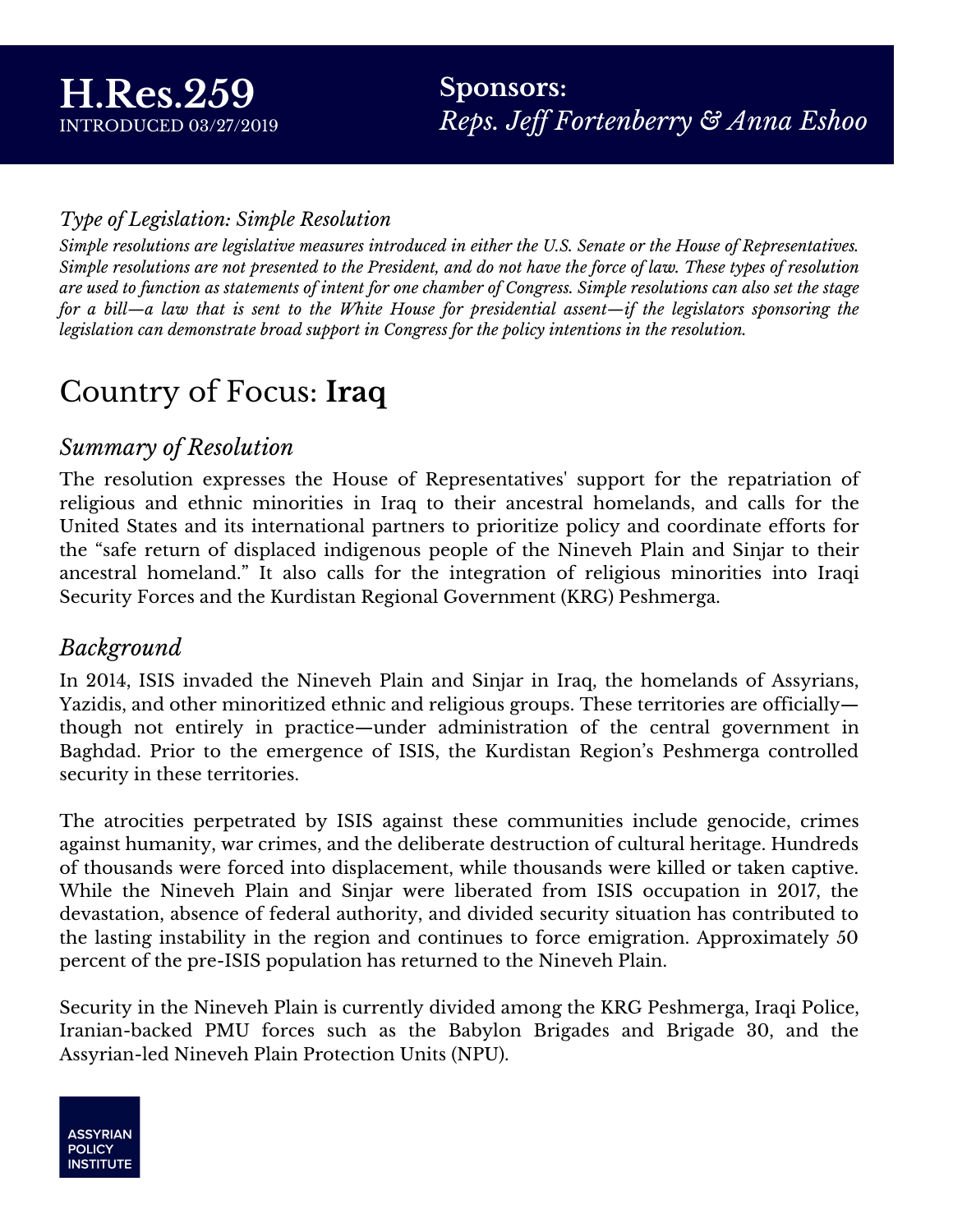# H.Res.259

INTRODUCED 03/27/2019

**Sponsors:** *Reps. Jeff Fortenberry & Anna Eshoo*

*Type of Legislation: Simple Resolution*

***Simple resolutions are legislative measures introduced in either the U.S. Senate or the House of Representatives. Simple resolutions are not presented to the President, and do not have the force of law. These types of resolution are used to function as statements of intent for one chamber of Congress. Simple resolutions can also set the stage for a bill—a law that is sent to the White House for presidential assent—if the legislators sponsoring the legislation can demonstrate broad support in Congress for the policy intentions in the resolution.***

## Country of Focus: **Iraq**

### *Summary of Resolution*

The resolution expresses the House of Representatives' support for the repatriation of religious and ethnic minorities in Iraq to their ancestral homelands, and calls for the United States and its international partners to prioritize policy and coordinate efforts for the "safe return of displaced indigenous people of the Nineveh Plain and Sinjar to their ancestral homeland." It also calls for the integration of religious minorities into Iraqi Security Forces and the Kurdistan Regional Government (KRG) Peshmerga.

### *Background*

In 2014, ISIS invaded the Nineveh Plain and Sinjar in Iraq, the homelands of Assyrians, Yazidis, and other minoritized ethnic and religious groups. These territories are officially—though not entirely in practice—under administration of the central government in Baghdad. Prior to the emergence of ISIS, the Kurdistan Region's Peshmerga controlled security in these territories.

The atrocities perpetrated by ISIS against these communities include genocide, crimes against humanity, war crimes, and the deliberate destruction of cultural heritage. Hundreds of thousands were forced into displacement, while thousands were killed or taken captive. While the Nineveh Plain and Sinjar were liberated from ISIS occupation in 2017, the devastation, absence of federal authority, and divided security situation has contributed to the lasting instability in the region and continues to force emigration. Approximately 50 percent of the pre-ISIS population has returned to the Nineveh Plain.

Security in the Nineveh Plain is currently divided among the KRG Peshmerga, Iraqi Police, Iranian-backed PMU forces such as the Babylon Brigades and Brigade 30, and the Assyrian-led Nineveh Plain Protection Units (NPU).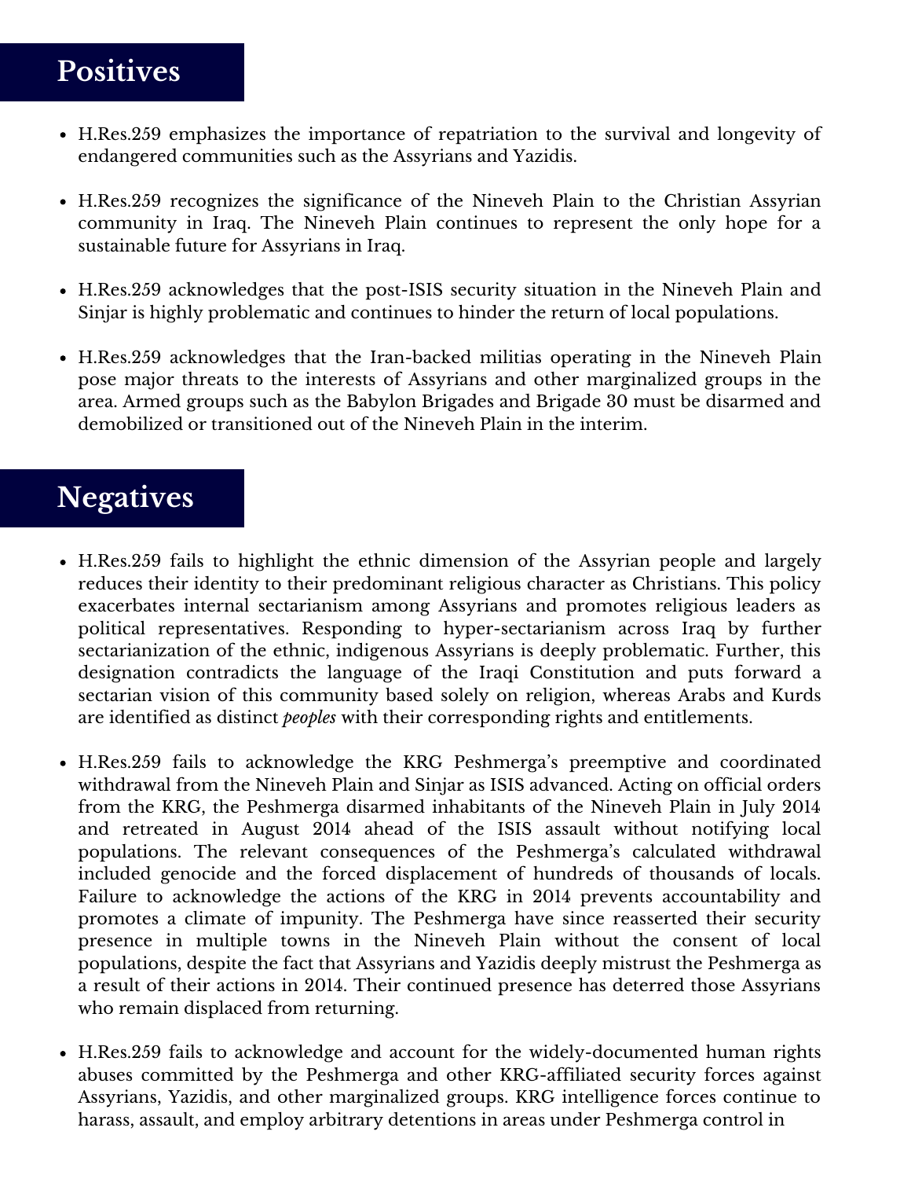## Positives

- H.Res.259 emphasizes the importance of repatriation to the survival and longevity of endangered communities such as the Assyrians and Yazidis.
- H.Res.259 recognizes the significance of the Nineveh Plain to the Christian Assyrian community in Iraq. The Nineveh Plain continues to represent the only hope for a sustainable future for Assyrians in Iraq.
- H.Res.259 acknowledges that the post-ISIS security situation in the Nineveh Plain and Sinjar is highly problematic and continues to hinder the return of local populations.
- H.Res.259 acknowledges that the Iran-backed militias operating in the Nineveh Plain pose major threats to the interests of Assyrians and other marginalized groups in the area. Armed groups such as the Babylon Brigades and Brigade 30 must be disarmed and demobilized or transitioned out of the Nineveh Plain in the interim.

## Negatives

- H.Res.259 fails to highlight the ethnic dimension of the Assyrian people and largely reduces their identity to their predominant religious character as Christians. This policy exacerbates internal sectarianism among Assyrians and promotes religious leaders as political representatives. Responding to hyper-sectarianism across Iraq by further sectarianization of the ethnic, indigenous Assyrians is deeply problematic. Further, this designation contradicts the language of the Iraqi Constitution and puts forward a sectarian vision of this community based solely on religion, whereas Arabs and Kurds are identified as distinct *peoples* with their corresponding rights and entitlements.
- H.Res.259 fails to acknowledge the KRG Peshmerga's preemptive and coordinated withdrawal from the Nineveh Plain and Sinjar as ISIS advanced. Acting on official orders from the KRG, the Peshmerga disarmed inhabitants of the Nineveh Plain in July 2014 and retreated in August 2014 ahead of the ISIS assault without notifying local populations. The relevant consequences of the Peshmerga's calculated withdrawal included genocide and the forced displacement of hundreds of thousands of locals. Failure to acknowledge the actions of the KRG in 2014 prevents accountability and promotes a climate of impunity. The Peshmerga have since reasserted their security presence in multiple towns in the Nineveh Plain without the consent of local populations, despite the fact that Assyrians and Yazidis deeply mistrust the Peshmerga as a result of their actions in 2014. Their continued presence has deterred those Assyrians who remain displaced from returning.
- H.Res.259 fails to acknowledge and account for the widely-documented human rights abuses committed by the Peshmerga and other KRG-affiliated security forces against Assyrians, Yazidis, and other marginalized groups. KRG intelligence forces continue to harass, assault, and employ arbitrary detentions in areas under Peshmerga control in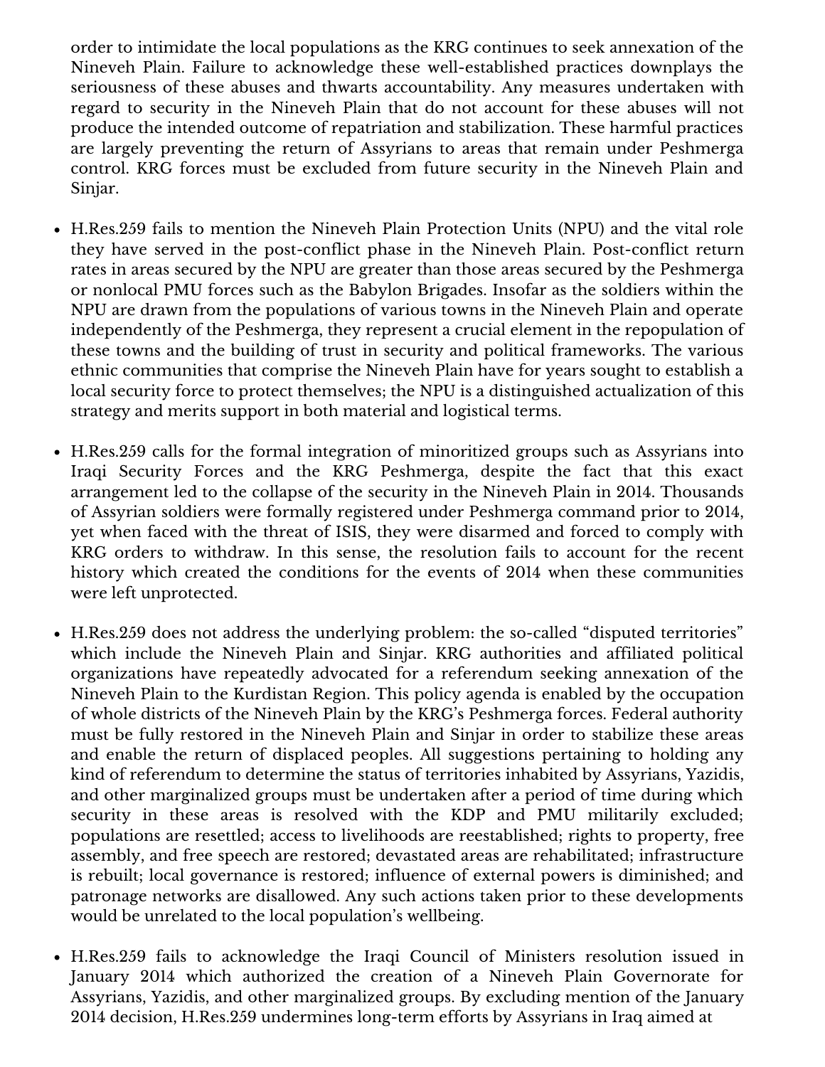order to intimidate the local populations as the KRG continues to seek annexation of the Nineveh Plain. Failure to acknowledge these well-established practices downplays the seriousness of these abuses and thwarts accountability. Any measures undertaken with regard to security in the Nineveh Plain that do not account for these abuses will not produce the intended outcome of repatriation and stabilization. These harmful practices are largely preventing the return of Assyrians to areas that remain under Peshmerga control. KRG forces must be excluded from future security in the Nineveh Plain and Sinjar.

- H.Res.259 fails to mention the Nineveh Plain Protection Units (NPU) and the vital role they have served in the post-conflict phase in the Nineveh Plain. Post-conflict return rates in areas secured by the NPU are greater than those areas secured by the Peshmerga or nonlocal PMU forces such as the Babylon Brigades. Insofar as the soldiers within the NPU are drawn from the populations of various towns in the Nineveh Plain and operate independently of the Peshmerga, they represent a crucial element in the repopulation of these towns and the building of trust in security and political frameworks. The various ethnic communities that comprise the Nineveh Plain have for years sought to establish a local security force to protect themselves; the NPU is a distinguished actualization of this strategy and merits support in both material and logistical terms.

- H.Res.259 calls for the formal integration of minoritized groups such as Assyrians into Iraqi Security Forces and the KRG Peshmerga, despite the fact that this exact arrangement led to the collapse of the security in the Nineveh Plain in 2014. Thousands of Assyrian soldiers were formally registered under Peshmerga command prior to 2014, yet when faced with the threat of ISIS, they were disarmed and forced to comply with KRG orders to withdraw. In this sense, the resolution fails to account for the recent history which created the conditions for the events of 2014 when these communities were left unprotected.

- H.Res.259 does not address the underlying problem: the so-called "disputed territories" which include the Nineveh Plain and Sinjar. KRG authorities and affiliated political organizations have repeatedly advocated for a referendum seeking annexation of the Nineveh Plain to the Kurdistan Region. This policy agenda is enabled by the occupation of whole districts of the Nineveh Plain by the KRG's Peshmerga forces. Federal authority must be fully restored in the Nineveh Plain and Sinjar in order to stabilize these areas and enable the return of displaced peoples. All suggestions pertaining to holding any kind of referendum to determine the status of territories inhabited by Assyrians, Yazidis, and other marginalized groups must be undertaken after a period of time during which security in these areas is resolved with the KDP and PMU militarily excluded; populations are resettled; access to livelihoods are reestablished; rights to property, free assembly, and free speech are restored; devastated areas are rehabilitated; infrastructure is rebuilt; local governance is restored; influence of external powers is diminished; and patronage networks are disallowed. Any such actions taken prior to these developments would be unrelated to the local population's wellbeing.

- H.Res.259 fails to acknowledge the Iraqi Council of Ministers resolution issued in January 2014 which authorized the creation of a Nineveh Plain Governorate for Assyrians, Yazidis, and other marginalized groups. By excluding mention of the January 2014 decision, H.Res.259 undermines long-term efforts by Assyrians in Iraq aimed at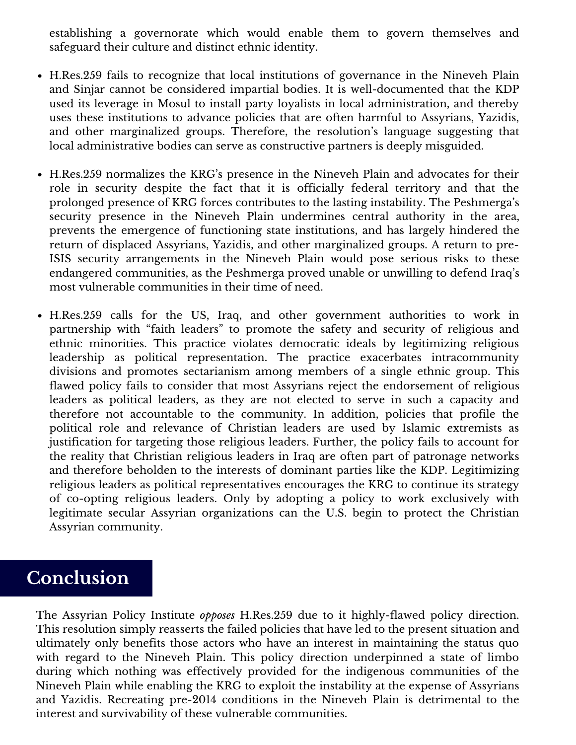establishing a governorate which would enable them to govern themselves and safeguard their culture and distinct ethnic identity.

- H.Res.259 fails to recognize that local institutions of governance in the Nineveh Plain and Sinjar cannot be considered impartial bodies. It is well-documented that the KDP used its leverage in Mosul to install party loyalists in local administration, and thereby uses these institutions to advance policies that are often harmful to Assyrians, Yazidis, and other marginalized groups. Therefore, the resolution's language suggesting that local administrative bodies can serve as constructive partners is deeply misguided.

- H.Res.259 normalizes the KRG's presence in the Nineveh Plain and advocates for their role in security despite the fact that it is officially federal territory and that the prolonged presence of KRG forces contributes to the lasting instability. The Peshmerga's security presence in the Nineveh Plain undermines central authority in the area, prevents the emergence of functioning state institutions, and has largely hindered the return of displaced Assyrians, Yazidis, and other marginalized groups. A return to pre-ISIS security arrangements in the Nineveh Plain would pose serious risks to these endangered communities, as the Peshmerga proved unable or unwilling to defend Iraq's most vulnerable communities in their time of need.

- H.Res.259 calls for the US, Iraq, and other government authorities to work in partnership with "faith leaders" to promote the safety and security of religious and ethnic minorities. This practice violates democratic ideals by legitimizing religious leadership as political representation. The practice exacerbates intracommunity divisions and promotes sectarianism among members of a single ethnic group. This flawed policy fails to consider that most Assyrians reject the endorsement of religious leaders as political leaders, as they are not elected to serve in such a capacity and therefore not accountable to the community. In addition, policies that profile the political role and relevance of Christian leaders are used by Islamic extremists as justification for targeting those religious leaders. Further, the policy fails to account for the reality that Christian religious leaders in Iraq are often part of patronage networks and therefore beholden to the interests of dominant parties like the KDP. Legitimizing religious leaders as political representatives encourages the KRG to continue its strategy of co-opting religious leaders. Only by adopting a policy to work exclusively with legitimate secular Assyrian organizations can the U.S. begin to protect the Christian Assyrian community.

## Conclusion

The Assyrian Policy Institute *opposes* H.Res.259 due to it highly-flawed policy direction. This resolution simply reasserts the failed policies that have led to the present situation and ultimately only benefits those actors who have an interest in maintaining the status quo with regard to the Nineveh Plain. This policy direction underpinned a state of limbo during which nothing was effectively provided for the indigenous communities of the Nineveh Plain while enabling the KRG to exploit the instability at the expense of Assyrians and Yazidis. Recreating pre-2014 conditions in the Nineveh Plain is detrimental to the interest and survivability of these vulnerable communities.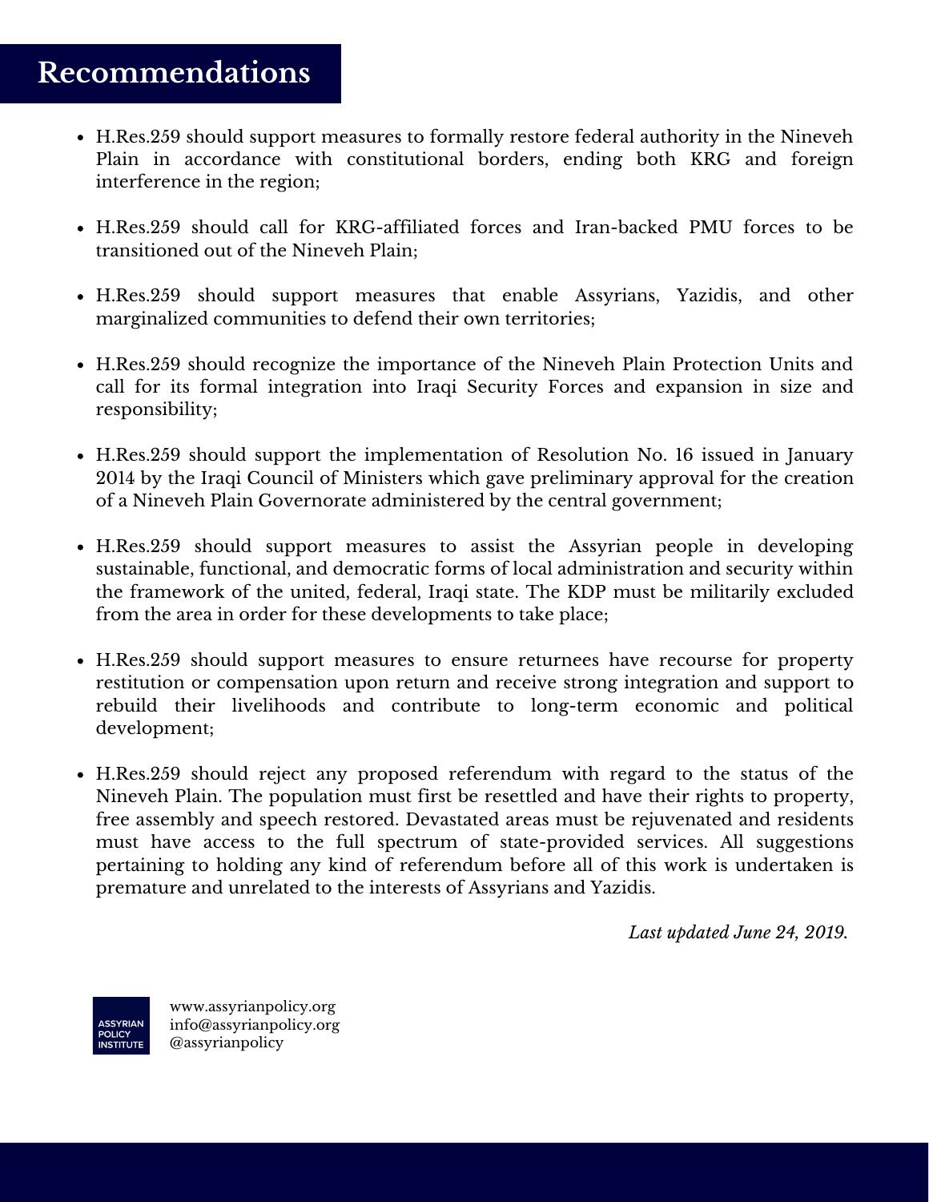## Recommendations

- H.Res.259 should support measures to formally restore federal authority in the Nineveh Plain in accordance with constitutional borders, ending both KRG and foreign interference in the region;
- H.Res.259 should call for KRG-affiliated forces and Iran-backed PMU forces to be transitioned out of the Nineveh Plain;
- H.Res.259 should support measures that enable Assyrians, Yazidis, and other marginalized communities to defend their own territories;
- H.Res.259 should recognize the importance of the Nineveh Plain Protection Units and call for its formal integration into Iraqi Security Forces and expansion in size and responsibility;
- H.Res.259 should support the implementation of Resolution No. 16 issued in January 2014 by the Iraqi Council of Ministers which gave preliminary approval for the creation of a Nineveh Plain Governorate administered by the central government;
- H.Res.259 should support measures to assist the Assyrian people in developing sustainable, functional, and democratic forms of local administration and security within the framework of the united, federal, Iraqi state. The KDP must be militarily excluded from the area in order for these developments to take place;
- H.Res.259 should support measures to ensure returnees have recourse for property restitution or compensation upon return and receive strong integration and support to rebuild their livelihoods and contribute to long-term economic and political development;
- H.Res.259 should reject any proposed referendum with regard to the status of the Nineveh Plain. The population must first be resettled and have their rights to property, free assembly and speech restored. Devastated areas must be rejuvenated and residents must have access to the full spectrum of state-provided services. All suggestions pertaining to holding any kind of referendum before all of this work is undertaken is premature and unrelated to the interests of Assyrians and Yazidis.

*Last updated June 24, 2019.*

ASSYRIAN POLICY INSTITUTE

www.assyrianpolicy.org
info@assyrianpolicy.org
@assyrianpolicy